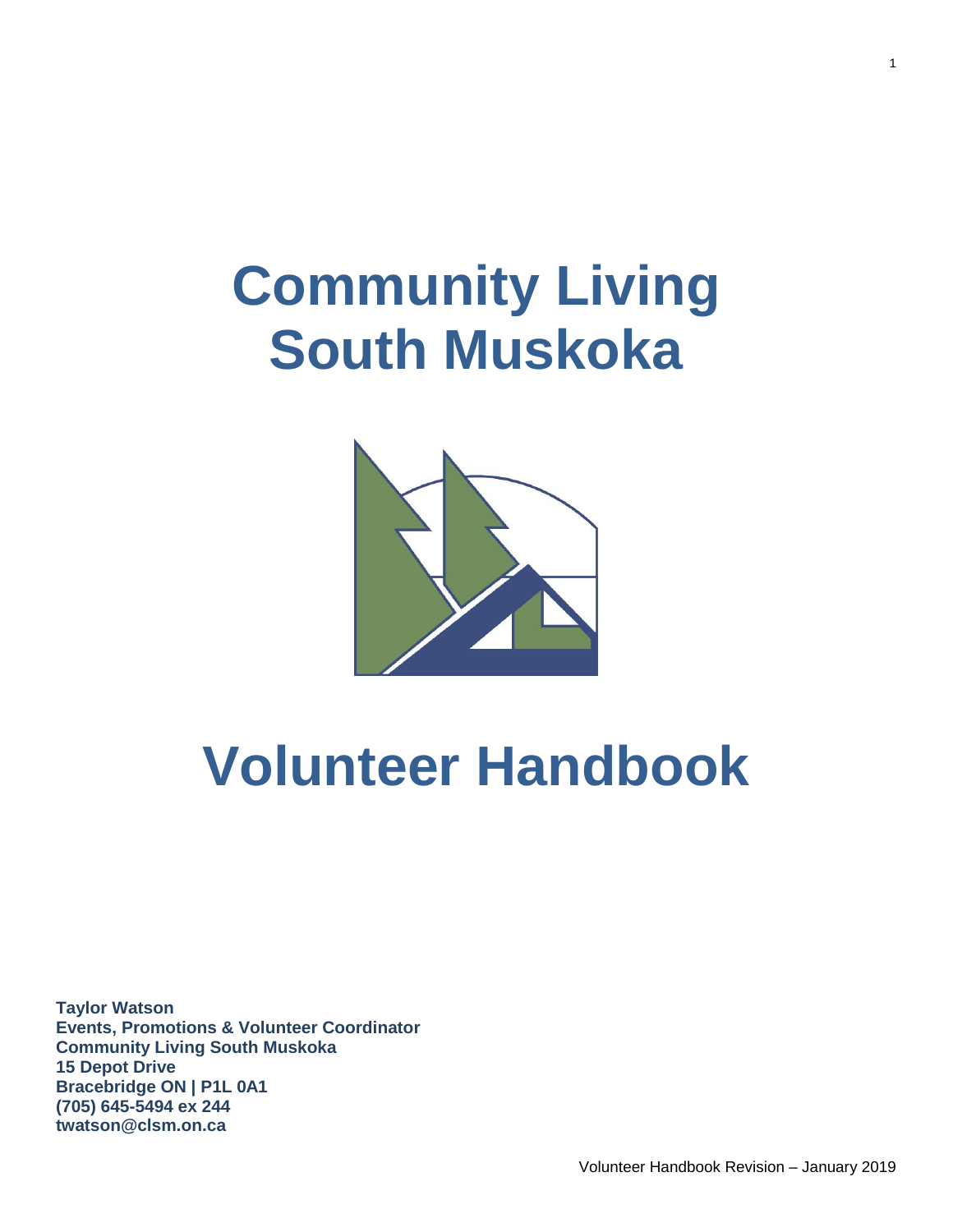# Community Living South Muskoka

# Volunteer Handbook

**Taylor Watson**
**Events, Promotions & Volunteer Coordinator**
**Community Living South Muskoka**
**15 Depot Drive**
**Bracebridge ON | P1L 0A1**
**(705) 645-5494 ex 244**
**twatson@clsm.on.ca**

Volunteer Handbook Revision – January 2019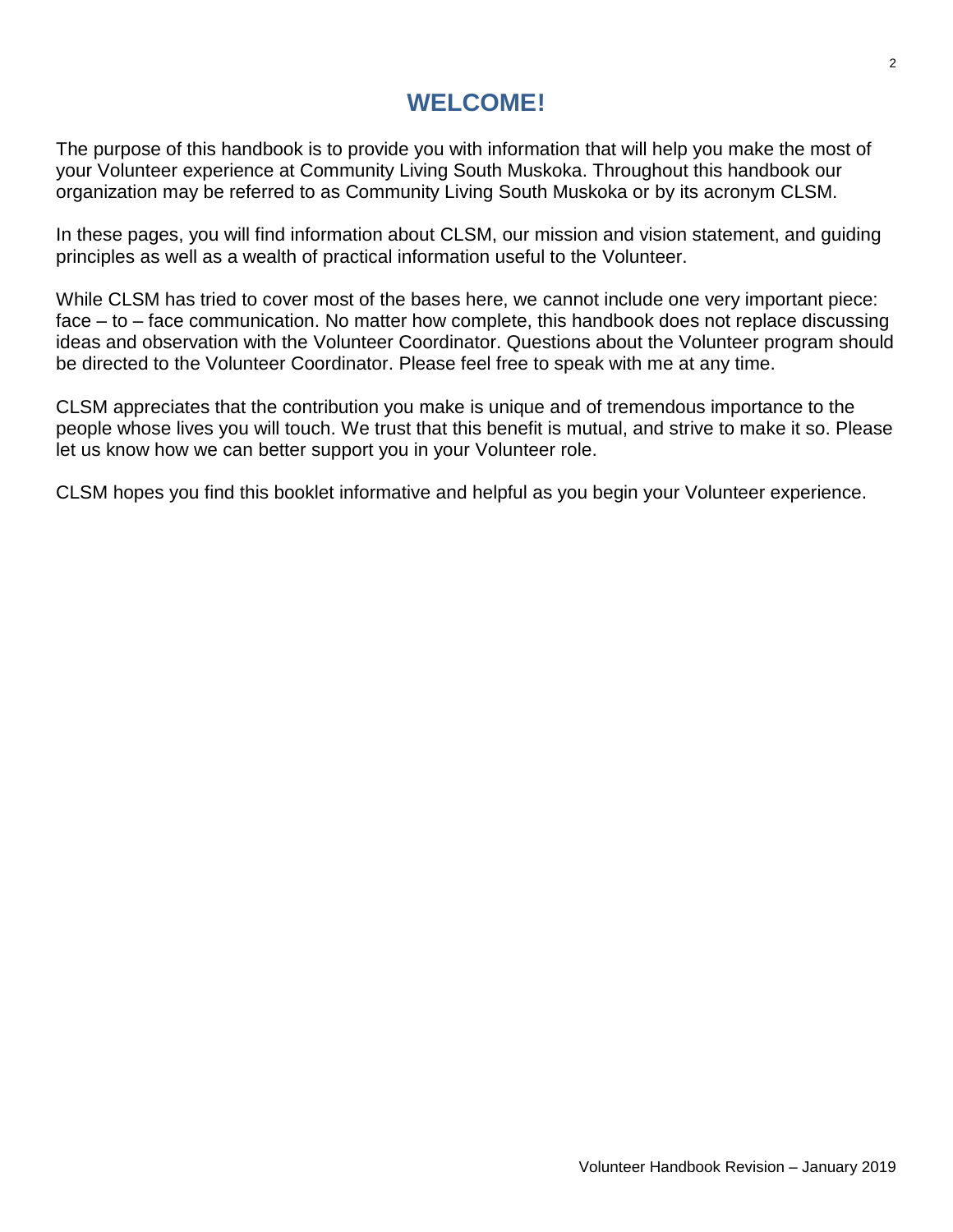# WELCOME!

The purpose of this handbook is to provide you with information that will help you make the most of your Volunteer experience at Community Living South Muskoka. Throughout this handbook our organization may be referred to as Community Living South Muskoka or by its acronym CLSM.

In these pages, you will find information about CLSM, our mission and vision statement, and guiding principles as well as a wealth of practical information useful to the Volunteer.

While CLSM has tried to cover most of the bases here, we cannot include one very important piece: face – to – face communication. No matter how complete, this handbook does not replace discussing ideas and observation with the Volunteer Coordinator. Questions about the Volunteer program should be directed to the Volunteer Coordinator. Please feel free to speak with me at any time.

CLSM appreciates that the contribution you make is unique and of tremendous importance to the people whose lives you will touch. We trust that this benefit is mutual, and strive to make it so. Please let us know how we can better support you in your Volunteer role.

CLSM hopes you find this booklet informative and helpful as you begin your Volunteer experience.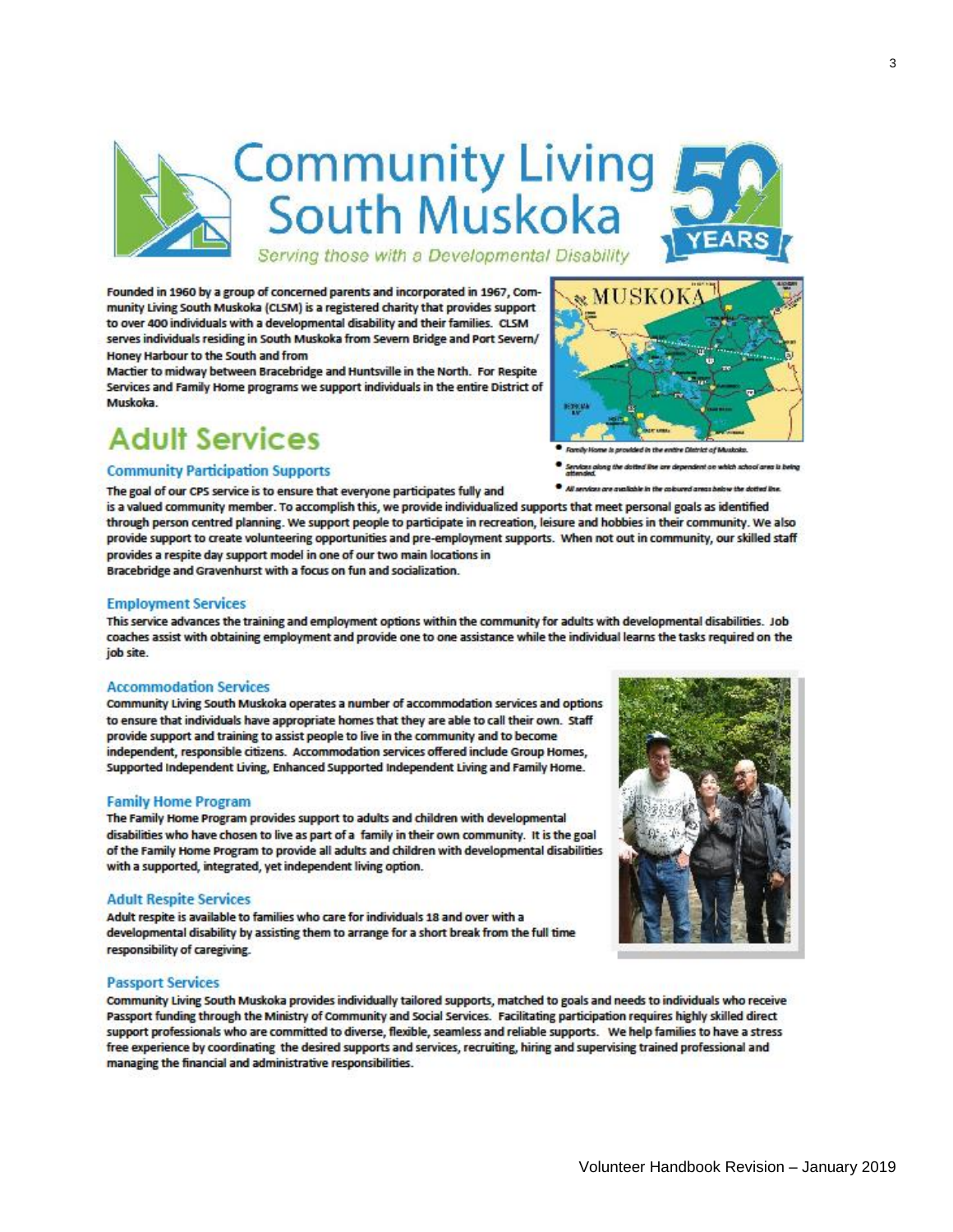# Community Living South Muskoka

*Serving those with a Developmental Disability*

Founded in 1960 by a group of concerned parents and incorporated in 1967, Community Living South Muskoka (CLSM) is a registered charity that provides support to over 400 individuals with a developmental disability and their families. CLSM serves individuals residing in South Muskoka from Severn Bridge and Port Severn/ Honey Harbour to the South and from Mactier to midway between Bracebridge and Huntsville in the North. For Respite Services and Family Home programs we support individuals in the entire District of Muskoka.

- *Family Home is provided in the entire District of Muskoka.*
- *Services along the dotted line are dependent on which school area is being attended.*
- *All services are available in the coloured areas below the dotted line.*

## Adult Services

### Community Participation Supports

The goal of our CPS service is to ensure that everyone participates fully and is a valued community member. To accomplish this, we provide individualized supports that meet personal goals as identified through person centred planning. We support people to participate in recreation, leisure and hobbies in their community. We also provide support to create volunteering opportunities and pre-employment supports. When not out in community, our skilled staff provides a respite day support model in one of our two main locations in Bracebridge and Gravenhurst with a focus on fun and socialization.

### Employment Services

This service advances the training and employment options within the community for adults with developmental disabilities. Job coaches assist with obtaining employment and provide one to one assistance while the individual learns the tasks required on the job site.

### Accommodation Services

Community Living South Muskoka operates a number of accommodation services and options to ensure that individuals have appropriate homes that they are able to call their own. Staff provide support and training to assist people to live in the community and to become independent, responsible citizens. Accommodation services offered include Group Homes, Supported Independent Living, Enhanced Supported Independent Living and Family Home.

### Family Home Program

The Family Home Program provides support to adults and children with developmental disabilities who have chosen to live as part of a family in their own community. It is the goal of the Family Home Program to provide all adults and children with developmental disabilities with a supported, integrated, yet independent living option.

### Adult Respite Services

Adult respite is available to families who care for individuals 18 and over with a developmental disability by assisting them to arrange for a short break from the full time responsibility of caregiving.

### Passport Services

Community Living South Muskoka provides individually tailored supports, matched to goals and needs to individuals who receive Passport funding through the Ministry of Community and Social Services. Facilitating participation requires highly skilled direct support professionals who are committed to diverse, flexible, seamless and reliable supports. We help families to have a stress free experience by coordinating the desired supports and services, recruiting, hiring and supervising trained professional and managing the financial and administrative responsibilities.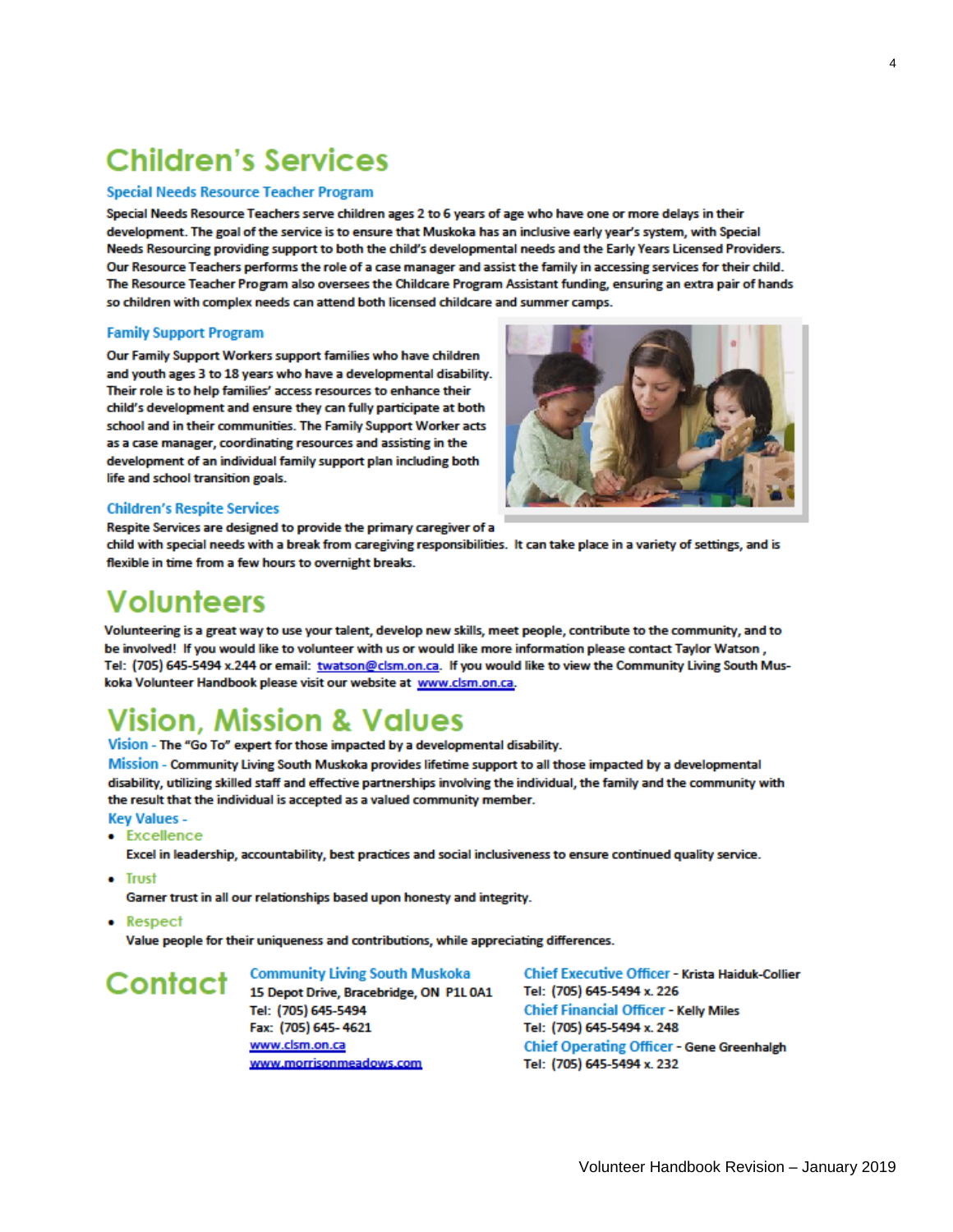# Children's Services

### Special Needs Resource Teacher Program

Special Needs Resource Teachers serve children ages 2 to 6 years of age who have one or more delays in their development. The goal of the service is to ensure that Muskoka has an inclusive early year's system, with Special Needs Resourcing providing support to both the child's developmental needs and the Early Years Licensed Providers. Our Resource Teachers performs the role of a case manager and assist the family in accessing services for their child. The Resource Teacher Program also oversees the Childcare Program Assistant funding, ensuring an extra pair of hands so children with complex needs can attend both licensed childcare and summer camps.

### Family Support Program

Our Family Support Workers support families who have children and youth ages 3 to 18 years who have a developmental disability. Their role is to help families' access resources to enhance their child's development and ensure they can fully participate at both school and in their communities. The Family Support Worker acts as a case manager, coordinating resources and assisting in the development of an individual family support plan including both life and school transition goals.

### Children's Respite Services

Respite Services are designed to provide the primary caregiver of a child with special needs with a break from caregiving responsibilities. It can take place in a variety of settings, and is flexible in time from a few hours to overnight breaks.

# Volunteers

Volunteering is a great way to use your talent, develop new skills, meet people, contribute to the community, and to be involved! If you would like to volunteer with us or would like more information please contact Taylor Watson , Tel: (705) 645-5494 x.244 or email: twatson@clsm.on.ca. If you would like to view the Community Living South Muskoka Volunteer Handbook please visit our website at www.clsm.on.ca.

# Vision, Mission & Values

**Vision** - The "Go To" expert for those impacted by a developmental disability.

**Mission** - Community Living South Muskoka provides lifetime support to all those impacted by a developmental disability, utilizing skilled staff and effective partnerships involving the individual, the family and the community with the result that the individual is accepted as a valued community member.

**Key Values** -

- **Excellence**
  Excel in leadership, accountability, best practices and social inclusiveness to ensure continued quality service.
- **Trust**
  Garner trust in all our relationships based upon honesty and integrity.
- **Respect**
  Value people for their uniqueness and contributions, while appreciating differences.

# Contact

**Community Living South Muskoka**
15 Depot Drive, Bracebridge, ON P1L 0A1
Tel: (705) 645-5494
Fax: (705) 645- 4621
www.clsm.on.ca
www.morrisonmeadows.com

**Chief Executive Officer** - Krista Haiduk-Collier
Tel: (705) 645-5494 x. 226

**Chief Financial Officer** - Kelly Miles
Tel: (705) 645-5494 x. 248

**Chief Operating Officer** - Gene Greenhalgh
Tel: (705) 645-5494 x. 232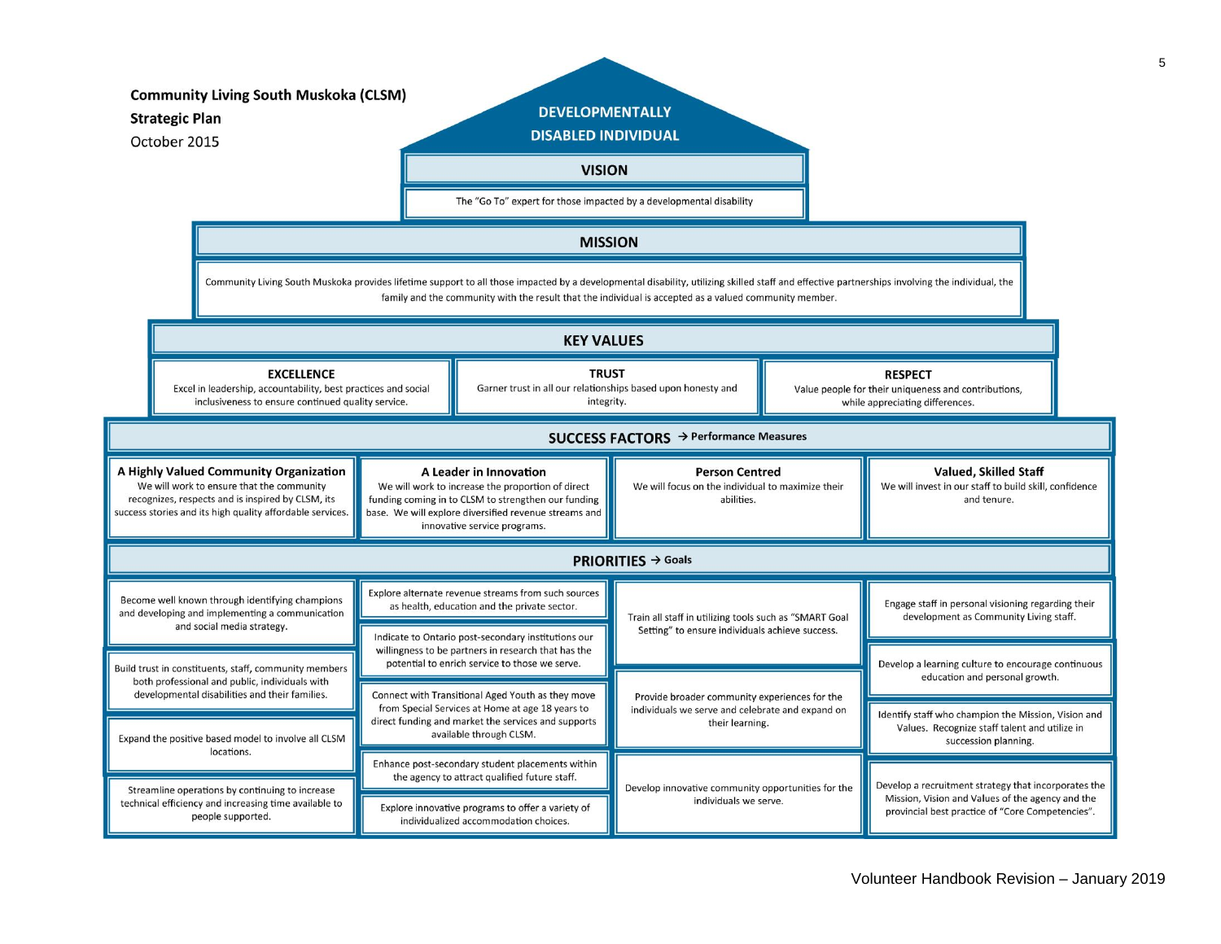**Community Living South Muskoka (CLSM)**
**Strategic Plan**
October 2015

## DEVELOPMENTALLY DISABLED INDIVIDUAL

### VISION

The "Go To" expert for those impacted by a developmental disability

### MISSION

Community Living South Muskoka provides lifetime support to all those impacted by a developmental disability, utilizing skilled staff and effective partnerships involving the individual, the family and the community with the result that the individual is accepted as a valued community member.

### KEY VALUES

| EXCELLENCE | TRUST | RESPECT |
| --- | --- | --- |
| Excel in leadership, accountability, best practices and social inclusiveness to ensure continued quality service. | Garner trust in all our relationships based upon honesty and integrity. | Value people for their uniqueness and contributions, while appreciating differences. |

### SUCCESS FACTORS → Performance Measures

| A Highly Valued Community Organization | A Leader in Innovation | Person Centred | Valued, Skilled Staff |
| --- | --- | --- | --- |
| We will work to ensure that the community recognizes, respects and is inspired by CLSM, its success stories and its high quality affordable services. | We will work to increase the proportion of direct funding coming in to CLSM to strengthen our funding base. We will explore diversified revenue streams and innovative service programs. | We will focus on the individual to maximize their abilities. | We will invest in our staff to build skill, confidence and tenure. |

### PRIORITIES → Goals

| A Highly Valued Community Organization | A Leader in Innovation | Person Centred | Valued, Skilled Staff |
| --- | --- | --- | --- |
| Become well known through identifying champions and developing and implementing a communication and social media strategy. | Explore alternate revenue streams from such sources as health, education and the private sector. | Train all staff in utilizing tools such as "SMART Goal Setting" to ensure individuals achieve success. | Engage staff in personal visioning regarding their development as Community Living staff. |
| Build trust in constituents, staff, community members both professional and public, individuals with developmental disabilities and their families. | Indicate to Ontario post-secondary institutions our willingness to be partners in research that has the potential to enrich service to those we serve. | Provide broader community experiences for the individuals we serve and celebrate and expand on their learning. | Develop a learning culture to encourage continuous education and personal growth. |
| Expand the positive based model to involve all CLSM locations. | Connect with Transitional Aged Youth as they move from Special Services at Home at age 18 years to direct funding and market the services and supports available through CLSM. | Develop innovative community opportunities for the individuals we serve. | Identify staff who champion the Mission, Vision and Values. Recognize staff talent and utilize in succession planning. |
| Streamline operations by continuing to increase technical efficiency and increasing time available to people supported. | Enhance post-secondary student placements within the agency to attract qualified future staff. | | Develop a recruitment strategy that incorporates the Mission, Vision and Values of the agency and the provincial best practice of "Core Competencies". |
| | Explore innovative programs to offer a variety of individualized accommodation choices. | | |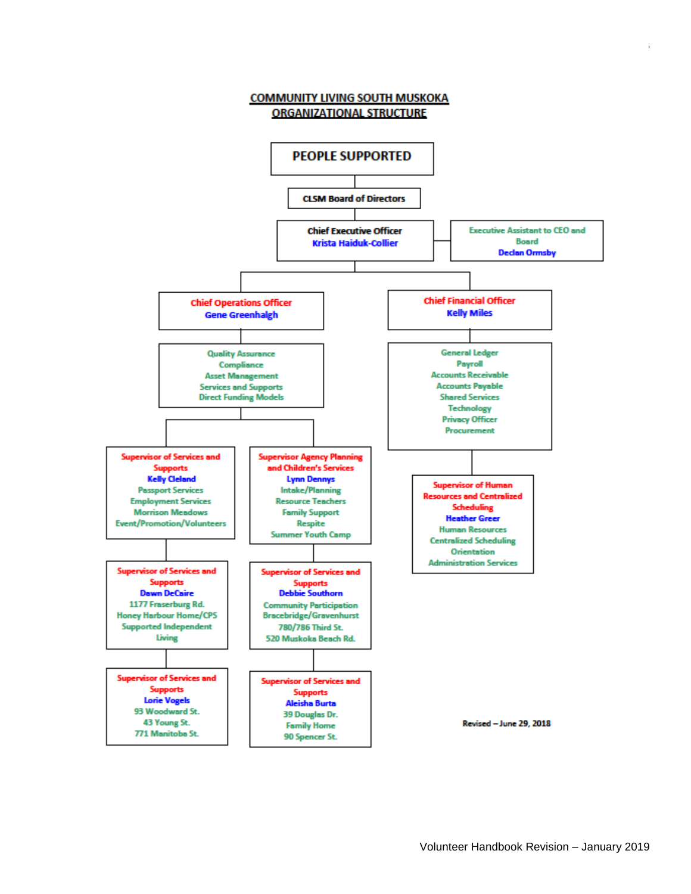# COMMUNITY LIVING SOUTH MUSKOKA
# ORGANIZATIONAL STRUCTURE

**PEOPLE SUPPORTED**

**CLSM Board of Directors**

**Chief Executive Officer**
Krista Haiduk-Collier

**Executive Assistant to CEO and Board**
Declan Ormsby

**Chief Operations Officer**
Gene Greenhalgh

- Quality Assurance
- Compliance
- Asset Management
- Services and Supports
- Direct Funding Models

**Supervisor of Services and Supports**
Kelly Cleland
- Passport Services
- Employment Services
- Morrison Meadows
- Event/Promotion/Volunteers

**Supervisor Agency Planning and Children's Services**
Lynn Dennys
- Intake/Planning
- Resource Teachers
- Family Support
- Respite
- Summer Youth Camp

**Supervisor of Services and Supports**
Dawn DeCaire
- 1177 Fraserburg Rd.
- Honey Harbour Home/CPS
- Supported Independent Living

**Supervisor of Services and Supports**
Debbie Southorn
- Community Participation Bracebridge/Gravenhurst
- 780/786 Third St.
- 520 Muskoka Beach Rd.

**Supervisor of Services and Supports**
Lorie Vogels
- 93 Woodward St.
- 43 Young St.
- 771 Manitoba St.

**Supervisor of Services and Supports**
Aleisha Burta
- 39 Douglas Dr.
- Family Home
- 90 Spencer St.

**Chief Financial Officer**
Kelly Miles

- General Ledger
- Payroll
- Accounts Receivable
- Accounts Payable
- Shared Services
- Technology
- Privacy Officer
- Procurement

**Supervisor of Human Resources and Centralized Scheduling**
Heather Greer
- Human Resources
- Centralized Scheduling
- Orientation
- Administration Services

Revised – June 29, 2018

Volunteer Handbook Revision – January 2019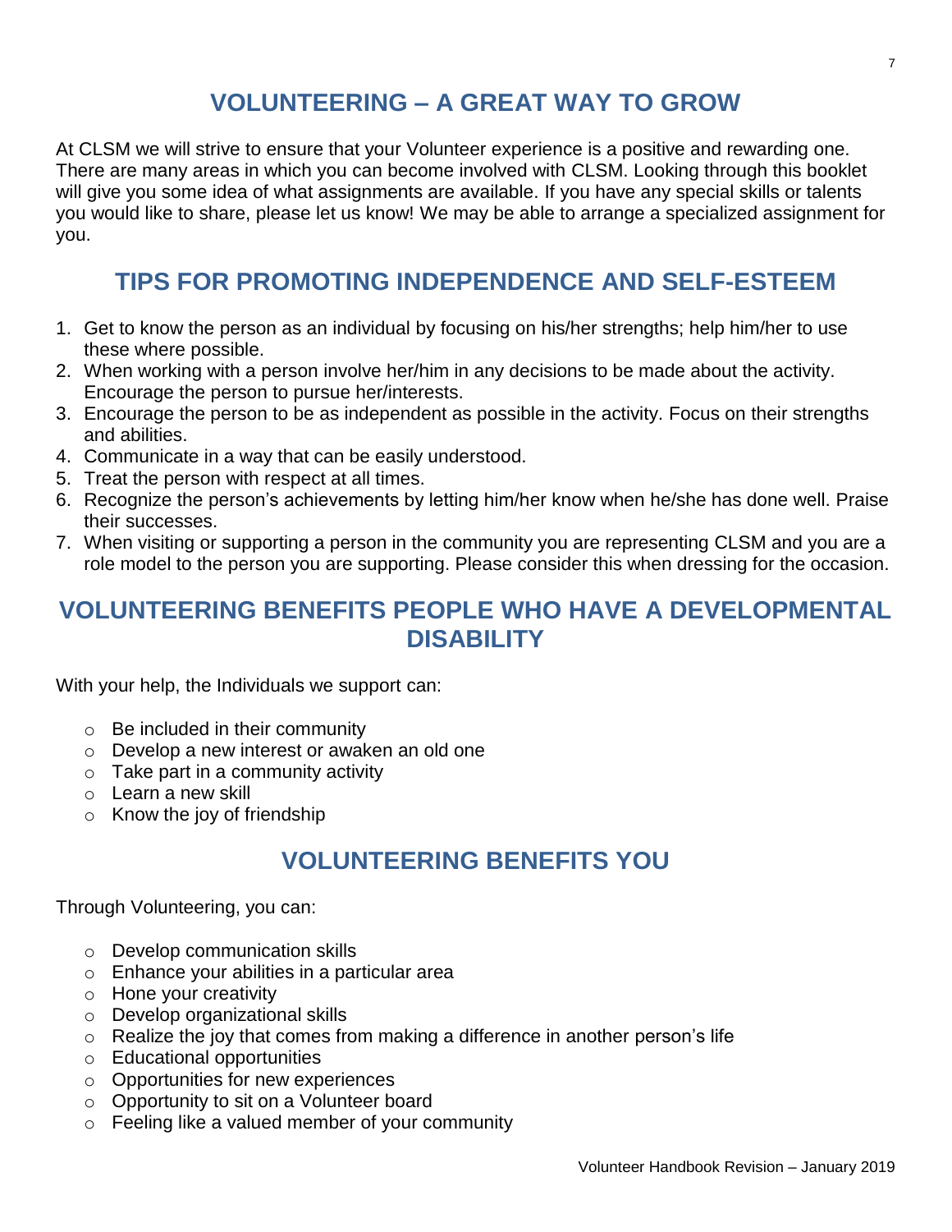## VOLUNTEERING – A GREAT WAY TO GROW

At CLSM we will strive to ensure that your Volunteer experience is a positive and rewarding one. There are many areas in which you can become involved with CLSM. Looking through this booklet will give you some idea of what assignments are available. If you have any special skills or talents you would like to share, please let us know! We may be able to arrange a specialized assignment for you.

## TIPS FOR PROMOTING INDEPENDENCE AND SELF-ESTEEM

1. Get to know the person as an individual by focusing on his/her strengths; help him/her to use these where possible.
2. When working with a person involve her/him in any decisions to be made about the activity. Encourage the person to pursue her/interests.
3. Encourage the person to be as independent as possible in the activity. Focus on their strengths and abilities.
4. Communicate in a way that can be easily understood.
5. Treat the person with respect at all times.
6. Recognize the person's achievements by letting him/her know when he/she has done well. Praise their successes.
7. When visiting or supporting a person in the community you are representing CLSM and you are a role model to the person you are supporting. Please consider this when dressing for the occasion.

## VOLUNTEERING BENEFITS PEOPLE WHO HAVE A DEVELOPMENTAL DISABILITY

With your help, the Individuals we support can:

- Be included in their community
- Develop a new interest or awaken an old one
- Take part in a community activity
- Learn a new skill
- Know the joy of friendship

## VOLUNTEERING BENEFITS YOU

Through Volunteering, you can:

- Develop communication skills
- Enhance your abilities in a particular area
- Hone your creativity
- Develop organizational skills
- Realize the joy that comes from making a difference in another person's life
- Educational opportunities
- Opportunities for new experiences
- Opportunity to sit on a Volunteer board
- Feeling like a valued member of your community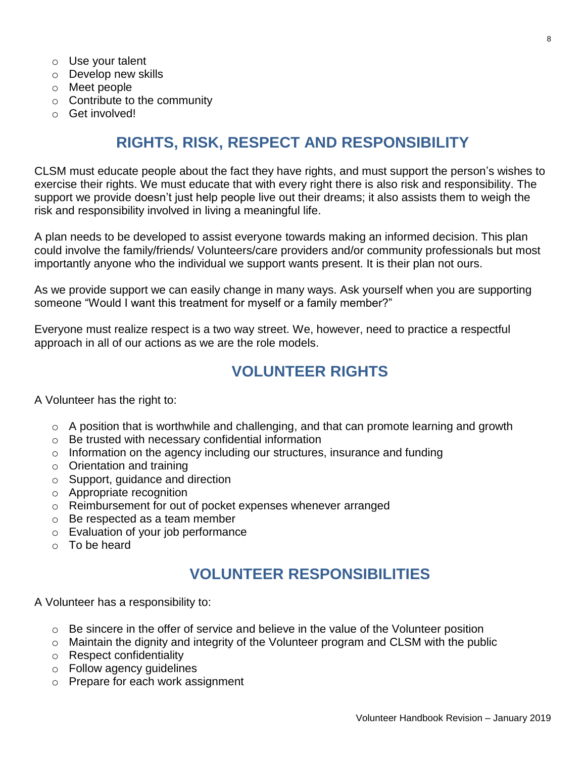- Use your talent
- Develop new skills
- Meet people
- Contribute to the community
- Get involved!

## RIGHTS, RISK, RESPECT AND RESPONSIBILITY

CLSM must educate people about the fact they have rights, and must support the person's wishes to exercise their rights. We must educate that with every right there is also risk and responsibility. The support we provide doesn't just help people live out their dreams; it also assists them to weigh the risk and responsibility involved in living a meaningful life.

A plan needs to be developed to assist everyone towards making an informed decision. This plan could involve the family/friends/ Volunteers/care providers and/or community professionals but most importantly anyone who the individual we support wants present. It is their plan not ours.

As we provide support we can easily change in many ways. Ask yourself when you are supporting someone "Would I want this treatment for myself or a family member?"

Everyone must realize respect is a two way street. We, however, need to practice a respectful approach in all of our actions as we are the role models.

## VOLUNTEER RIGHTS

A Volunteer has the right to:

- A position that is worthwhile and challenging, and that can promote learning and growth
- Be trusted with necessary confidential information
- Information on the agency including our structures, insurance and funding
- Orientation and training
- Support, guidance and direction
- Appropriate recognition
- Reimbursement for out of pocket expenses whenever arranged
- Be respected as a team member
- Evaluation of your job performance
- To be heard

## VOLUNTEER RESPONSIBILITIES

A Volunteer has a responsibility to:

- Be sincere in the offer of service and believe in the value of the Volunteer position
- Maintain the dignity and integrity of the Volunteer program and CLSM with the public
- Respect confidentiality
- Follow agency guidelines
- Prepare for each work assignment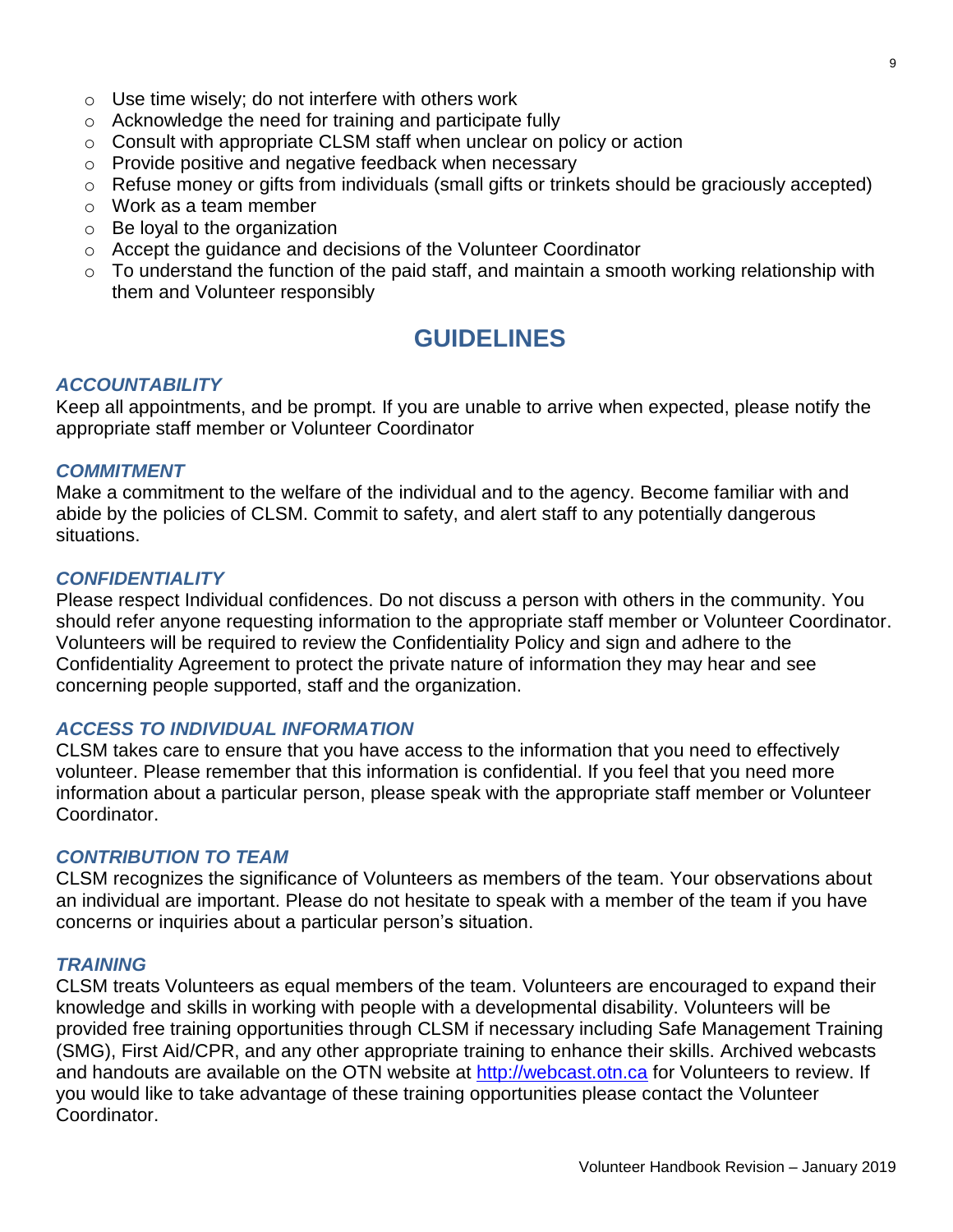- Use time wisely; do not interfere with others work
- Acknowledge the need for training and participate fully
- Consult with appropriate CLSM staff when unclear on policy or action
- Provide positive and negative feedback when necessary
- Refuse money or gifts from individuals (small gifts or trinkets should be graciously accepted)
- Work as a team member
- Be loyal to the organization
- Accept the guidance and decisions of the Volunteer Coordinator
- To understand the function of the paid staff, and maintain a smooth working relationship with them and Volunteer responsibly

# GUIDELINES

### *ACCOUNTABILITY*

Keep all appointments, and be prompt. If you are unable to arrive when expected, please notify the appropriate staff member or Volunteer Coordinator

### *COMMITMENT*

Make a commitment to the welfare of the individual and to the agency. Become familiar with and abide by the policies of CLSM. Commit to safety, and alert staff to any potentially dangerous situations.

### *CONFIDENTIALITY*

Please respect Individual confidences. Do not discuss a person with others in the community. You should refer anyone requesting information to the appropriate staff member or Volunteer Coordinator. Volunteers will be required to review the Confidentiality Policy and sign and adhere to the Confidentiality Agreement to protect the private nature of information they may hear and see concerning people supported, staff and the organization.

### *ACCESS TO INDIVIDUAL INFORMATION*

CLSM takes care to ensure that you have access to the information that you need to effectively volunteer. Please remember that this information is confidential. If you feel that you need more information about a particular person, please speak with the appropriate staff member or Volunteer Coordinator.

### *CONTRIBUTION TO TEAM*

CLSM recognizes the significance of Volunteers as members of the team. Your observations about an individual are important. Please do not hesitate to speak with a member of the team if you have concerns or inquiries about a particular person's situation.

### *TRAINING*

CLSM treats Volunteers as equal members of the team. Volunteers are encouraged to expand their knowledge and skills in working with people with a developmental disability. Volunteers will be provided free training opportunities through CLSM if necessary including Safe Management Training (SMG), First Aid/CPR, and any other appropriate training to enhance their skills. Archived webcasts and handouts are available on the OTN website at [http://webcast.otn.ca](http://webcast.otn.ca) for Volunteers to review. If you would like to take advantage of these training opportunities please contact the Volunteer Coordinator.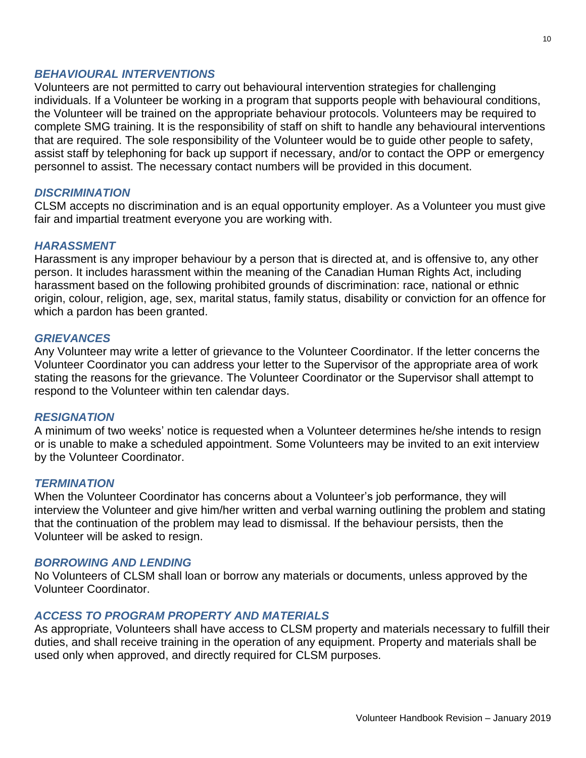### *BEHAVIOURAL INTERVENTIONS*

Volunteers are not permitted to carry out behavioural intervention strategies for challenging individuals. If a Volunteer be working in a program that supports people with behavioural conditions, the Volunteer will be trained on the appropriate behaviour protocols. Volunteers may be required to complete SMG training. It is the responsibility of staff on shift to handle any behavioural interventions that are required. The sole responsibility of the Volunteer would be to guide other people to safety, assist staff by telephoning for back up support if necessary, and/or to contact the OPP or emergency personnel to assist. The necessary contact numbers will be provided in this document.

### *DISCRIMINATION*

CLSM accepts no discrimination and is an equal opportunity employer. As a Volunteer you must give fair and impartial treatment everyone you are working with.

### *HARASSMENT*

Harassment is any improper behaviour by a person that is directed at, and is offensive to, any other person. It includes harassment within the meaning of the Canadian Human Rights Act, including harassment based on the following prohibited grounds of discrimination: race, national or ethnic origin, colour, religion, age, sex, marital status, family status, disability or conviction for an offence for which a pardon has been granted.

### *GRIEVANCES*

Any Volunteer may write a letter of grievance to the Volunteer Coordinator. If the letter concerns the Volunteer Coordinator you can address your letter to the Supervisor of the appropriate area of work stating the reasons for the grievance. The Volunteer Coordinator or the Supervisor shall attempt to respond to the Volunteer within ten calendar days.

### *RESIGNATION*

A minimum of two weeks' notice is requested when a Volunteer determines he/she intends to resign or is unable to make a scheduled appointment. Some Volunteers may be invited to an exit interview by the Volunteer Coordinator.

### *TERMINATION*

When the Volunteer Coordinator has concerns about a Volunteer's job performance, they will interview the Volunteer and give him/her written and verbal warning outlining the problem and stating that the continuation of the problem may lead to dismissal. If the behaviour persists, then the Volunteer will be asked to resign.

### *BORROWING AND LENDING*

No Volunteers of CLSM shall loan or borrow any materials or documents, unless approved by the Volunteer Coordinator.

### *ACCESS TO PROGRAM PROPERTY AND MATERIALS*

As appropriate, Volunteers shall have access to CLSM property and materials necessary to fulfill their duties, and shall receive training in the operation of any equipment. Property and materials shall be used only when approved, and directly required for CLSM purposes.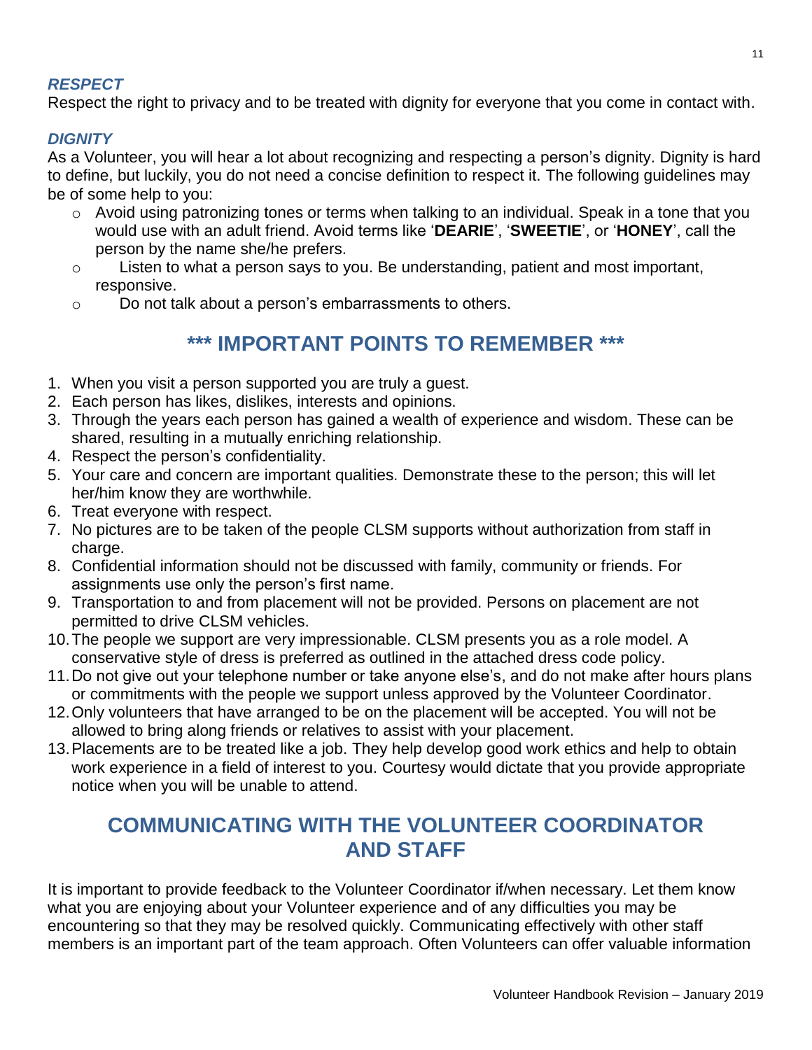### *RESPECT*

Respect the right to privacy and to be treated with dignity for everyone that you come in contact with.

### *DIGNITY*

As a Volunteer, you will hear a lot about recognizing and respecting a person's dignity. Dignity is hard to define, but luckily, you do not need a concise definition to respect it. The following guidelines may be of some help to you:

- Avoid using patronizing tones or terms when talking to an individual. Speak in a tone that you would use with an adult friend. Avoid terms like '**DEARIE**', '**SWEETIE**', or '**HONEY**', call the person by the name she/he prefers.
- Listen to what a person says to you. Be understanding, patient and most important, responsive.
- Do not talk about a person's embarrassments to others.

## *** IMPORTANT POINTS TO REMEMBER ***

1. When you visit a person supported you are truly a guest.
2. Each person has likes, dislikes, interests and opinions.
3. Through the years each person has gained a wealth of experience and wisdom. These can be shared, resulting in a mutually enriching relationship.
4. Respect the person's confidentiality.
5. Your care and concern are important qualities. Demonstrate these to the person; this will let her/him know they are worthwhile.
6. Treat everyone with respect.
7. No pictures are to be taken of the people CLSM supports without authorization from staff in charge.
8. Confidential information should not be discussed with family, community or friends. For assignments use only the person's first name.
9. Transportation to and from placement will not be provided. Persons on placement are not permitted to drive CLSM vehicles.
10. The people we support are very impressionable. CLSM presents you as a role model. A conservative style of dress is preferred as outlined in the attached dress code policy.
11. Do not give out your telephone number or take anyone else's, and do not make after hours plans or commitments with the people we support unless approved by the Volunteer Coordinator.
12. Only volunteers that have arranged to be on the placement will be accepted. You will not be allowed to bring along friends or relatives to assist with your placement.
13. Placements are to be treated like a job. They help develop good work ethics and help to obtain work experience in a field of interest to you. Courtesy would dictate that you provide appropriate notice when you will be unable to attend.

## COMMUNICATING WITH THE VOLUNTEER COORDINATOR AND STAFF

It is important to provide feedback to the Volunteer Coordinator if/when necessary. Let them know what you are enjoying about your Volunteer experience and of any difficulties you may be encountering so that they may be resolved quickly. Communicating effectively with other staff members is an important part of the team approach. Often Volunteers can offer valuable information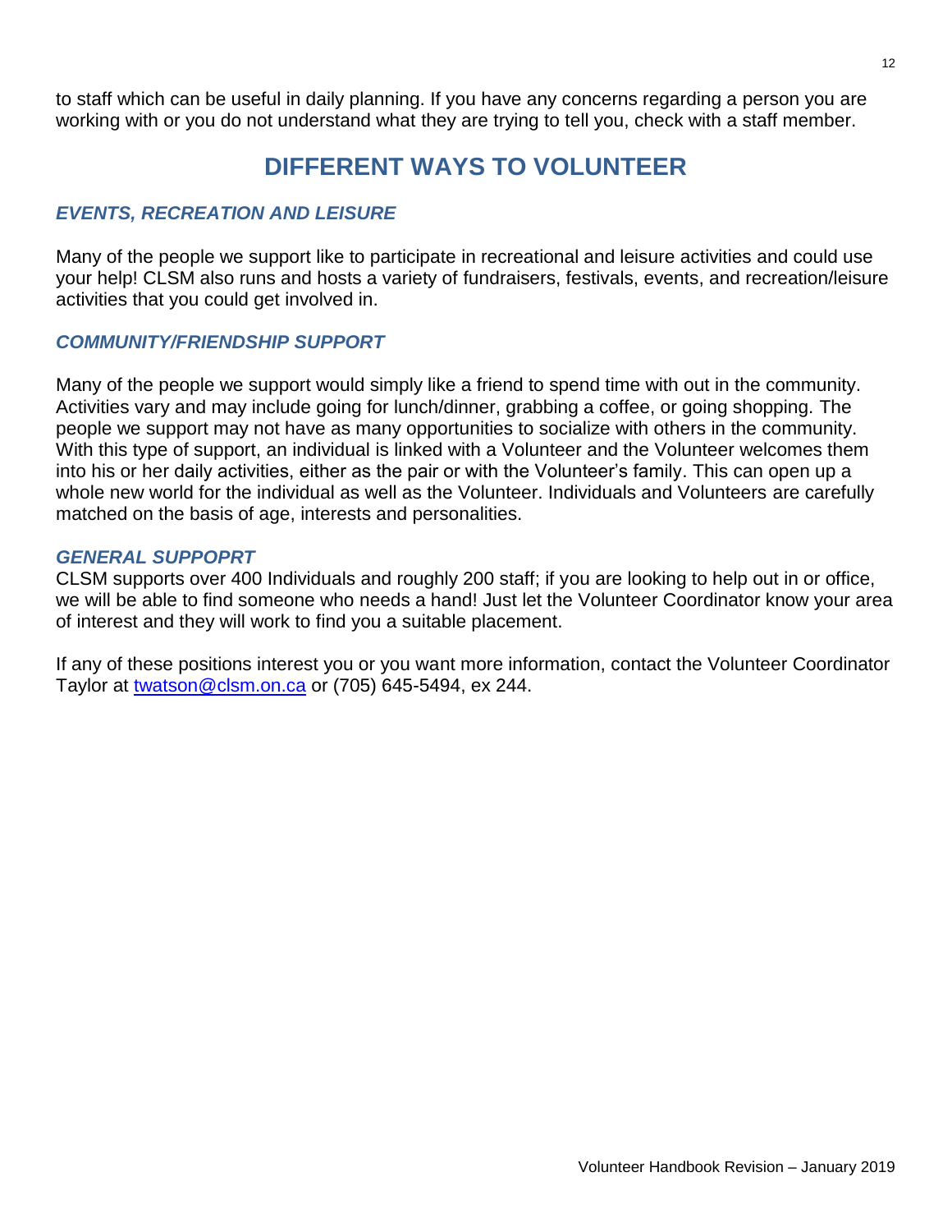to staff which can be useful in daily planning. If you have any concerns regarding a person you are working with or you do not understand what they are trying to tell you, check with a staff member.

# DIFFERENT WAYS TO VOLUNTEER

### *EVENTS, RECREATION AND LEISURE*

Many of the people we support like to participate in recreational and leisure activities and could use your help! CLSM also runs and hosts a variety of fundraisers, festivals, events, and recreation/leisure activities that you could get involved in.

### *COMMUNITY/FRIENDSHIP SUPPORT*

Many of the people we support would simply like a friend to spend time with out in the community. Activities vary and may include going for lunch/dinner, grabbing a coffee, or going shopping. The people we support may not have as many opportunities to socialize with others in the community. With this type of support, an individual is linked with a Volunteer and the Volunteer welcomes them into his or her daily activities, either as the pair or with the Volunteer's family. This can open up a whole new world for the individual as well as the Volunteer. Individuals and Volunteers are carefully matched on the basis of age, interests and personalities.

### *GENERAL SUPPOPRT*

CLSM supports over 400 Individuals and roughly 200 staff; if you are looking to help out in or office, we will be able to find someone who needs a hand! Just let the Volunteer Coordinator know your area of interest and they will work to find you a suitable placement.

If any of these positions interest you or you want more information, contact the Volunteer Coordinator Taylor at twatson@clsm.on.ca or (705) 645-5494, ex 244.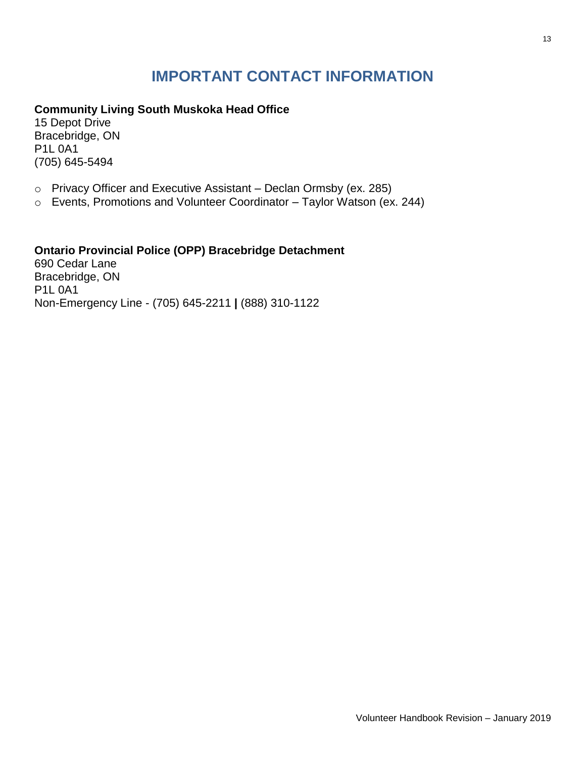# IMPORTANT CONTACT INFORMATION

**Community Living South Muskoka Head Office**
15 Depot Drive
Bracebridge, ON
P1L 0A1
(705) 645-5494

- Privacy Officer and Executive Assistant – Declan Ormsby (ex. 285)
- Events, Promotions and Volunteer Coordinator – Taylor Watson (ex. 244)

**Ontario Provincial Police (OPP) Bracebridge Detachment**
690 Cedar Lane
Bracebridge, ON
P1L 0A1
Non-Emergency Line - (705) 645-2211 **|** (888) 310-1122